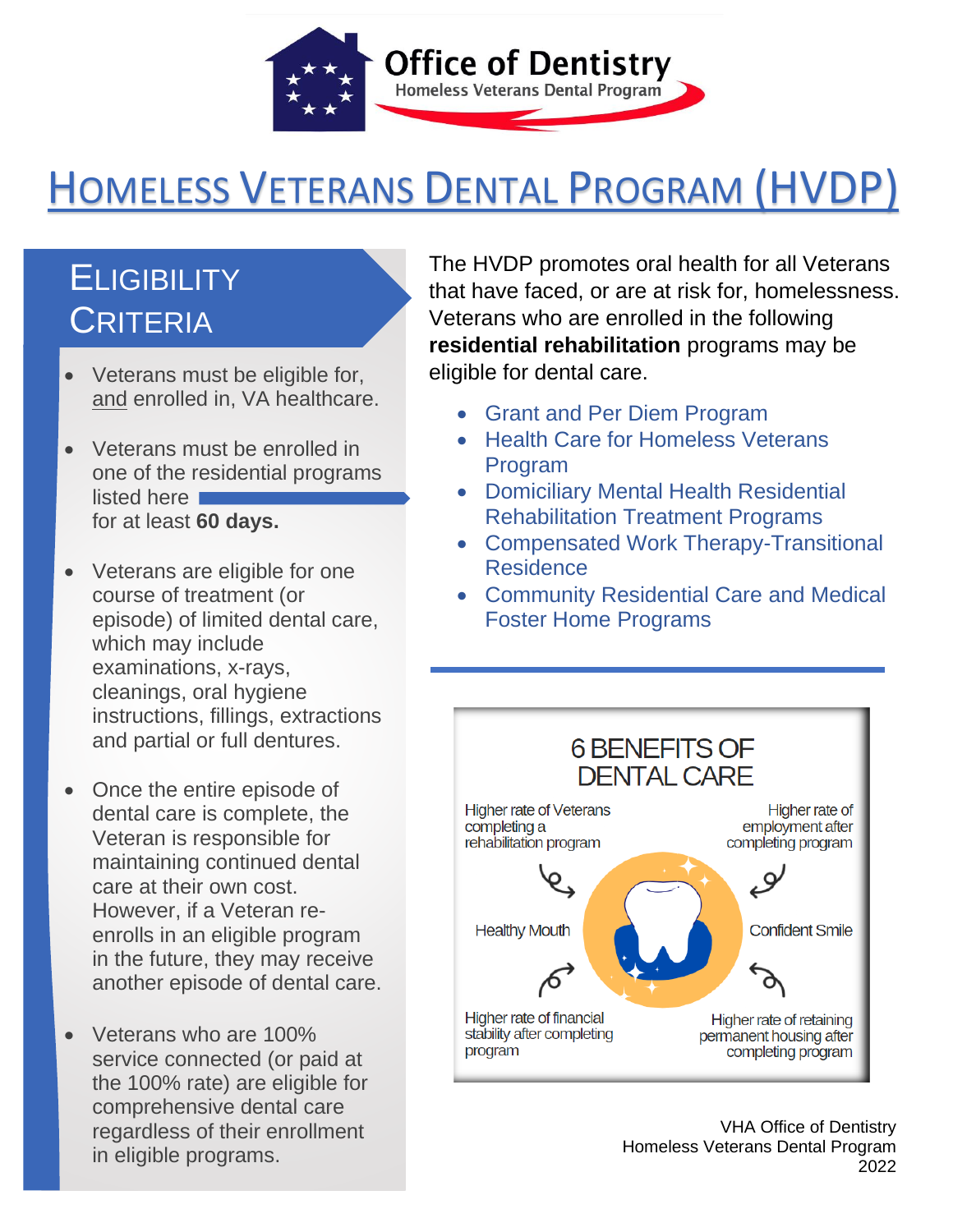Office of Dentistry
Homeless Veterans Dental Program

# Homeless Veterans Dental Program (HVDP)

## Eligibility Criteria

- Veterans must be eligible for, and enrolled in, VA healthcare.
- Veterans must be enrolled in one of the residential programs listed here for at least **60 days.**
- Veterans are eligible for one course of treatment (or episode) of limited dental care, which may include examinations, x-rays, cleanings, oral hygiene instructions, fillings, extractions and partial or full dentures.
- Once the entire episode of dental care is complete, the Veteran is responsible for maintaining continued dental care at their own cost. However, if a Veteran re-enrolls in an eligible program in the future, they may receive another episode of dental care.
- Veterans who are 100% service connected (or paid at the 100% rate) are eligible for comprehensive dental care regardless of their enrollment in eligible programs.

The HVDP promotes oral health for all Veterans that have faced, or are at risk for, homelessness. Veterans who are enrolled in the following **residential rehabilitation** programs may be eligible for dental care.

- Grant and Per Diem Program
- Health Care for Homeless Veterans Program
- Domiciliary Mental Health Residential Rehabilitation Treatment Programs
- Compensated Work Therapy-Transitional Residence
- Community Residential Care and Medical Foster Home Programs

### 6 Benefits of Dental Care

- Higher rate of Veterans completing a rehabilitation program
- Higher rate of employment after completing program
- Healthy Mouth
- Confident Smile
- Higher rate of financial stability after completing program
- Higher rate of retaining permanent housing after completing program

VHA Office of Dentistry
Homeless Veterans Dental Program
2022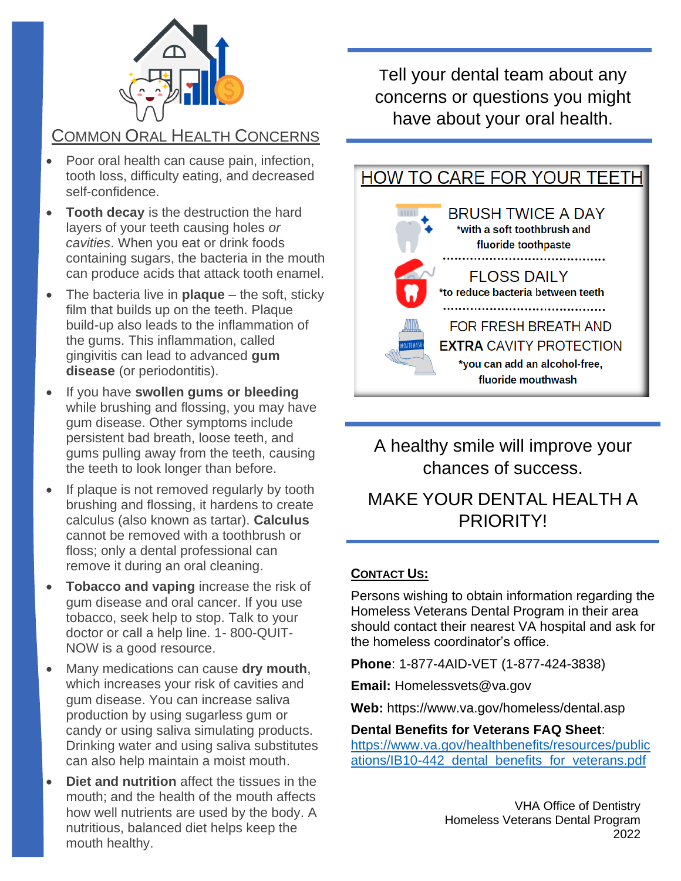## Common Oral Health Concerns

- Poor oral health can cause pain, infection, tooth loss, difficulty eating, and decreased self-confidence.
- **Tooth decay** is the destruction the hard layers of your teeth causing holes *or cavities*. When you eat or drink foods containing sugars, the bacteria in the mouth can produce acids that attack tooth enamel.
- The bacteria live in **plaque** – the soft, sticky film that builds up on the teeth. Plaque build-up also leads to the inflammation of the gums. This inflammation, called gingivitis can lead to advanced **gum disease** (or periodontitis).
- If you have **swollen gums or bleeding** while brushing and flossing, you may have gum disease. Other symptoms include persistent bad breath, loose teeth, and gums pulling away from the teeth, causing the teeth to look longer than before.
- If plaque is not removed regularly by tooth brushing and flossing, it hardens to create calculus (also known as tartar). **Calculus** cannot be removed with a toothbrush or floss; only a dental professional can remove it during an oral cleaning.
- **Tobacco and vaping** increase the risk of gum disease and oral cancer. If you use tobacco, seek help to stop. Talk to your doctor or call a help line. 1- 800-QUIT-NOW is a good resource.
- Many medications can cause **dry mouth**, which increases your risk of cavities and gum disease. You can increase saliva production by using sugarless gum or candy or using saliva simulating products. Drinking water and using saliva substitutes can also help maintain a moist mouth.
- **Diet and nutrition** affect the tissues in the mouth; and the health of the mouth affects how well nutrients are used by the body. A nutritious, balanced diet helps keep the mouth healthy.

Tell your dental team about any concerns or questions you might have about your oral health.

## HOW TO CARE FOR YOUR TEETH

BRUSH TWICE A DAY

**\*with a soft toothbrush and fluoride toothpaste**

FLOSS DAILY

**\*to reduce bacteria between teeth**

FOR FRESH BREATH AND **EXTRA** CAVITY PROTECTION

**\*you can add an alcohol-free, fluoride mouthwash**

A healthy smile will improve your chances of success.

MAKE YOUR DENTAL HEALTH A PRIORITY!

## Contact Us:

Persons wishing to obtain information regarding the Homeless Veterans Dental Program in their area should contact their nearest VA hospital and ask for the homeless coordinator's office.

**Phone**: 1-877-4AID-VET (1-877-424-3838)

**Email:** Homelessvets@va.gov

**Web:** https://www.va.gov/homeless/dental.asp

**Dental Benefits for Veterans FAQ Sheet**: https://www.va.gov/healthbenefits/resources/publications/IB10-442_dental_benefits_for_veterans.pdf

VHA Office of Dentistry
Homeless Veterans Dental Program
2022